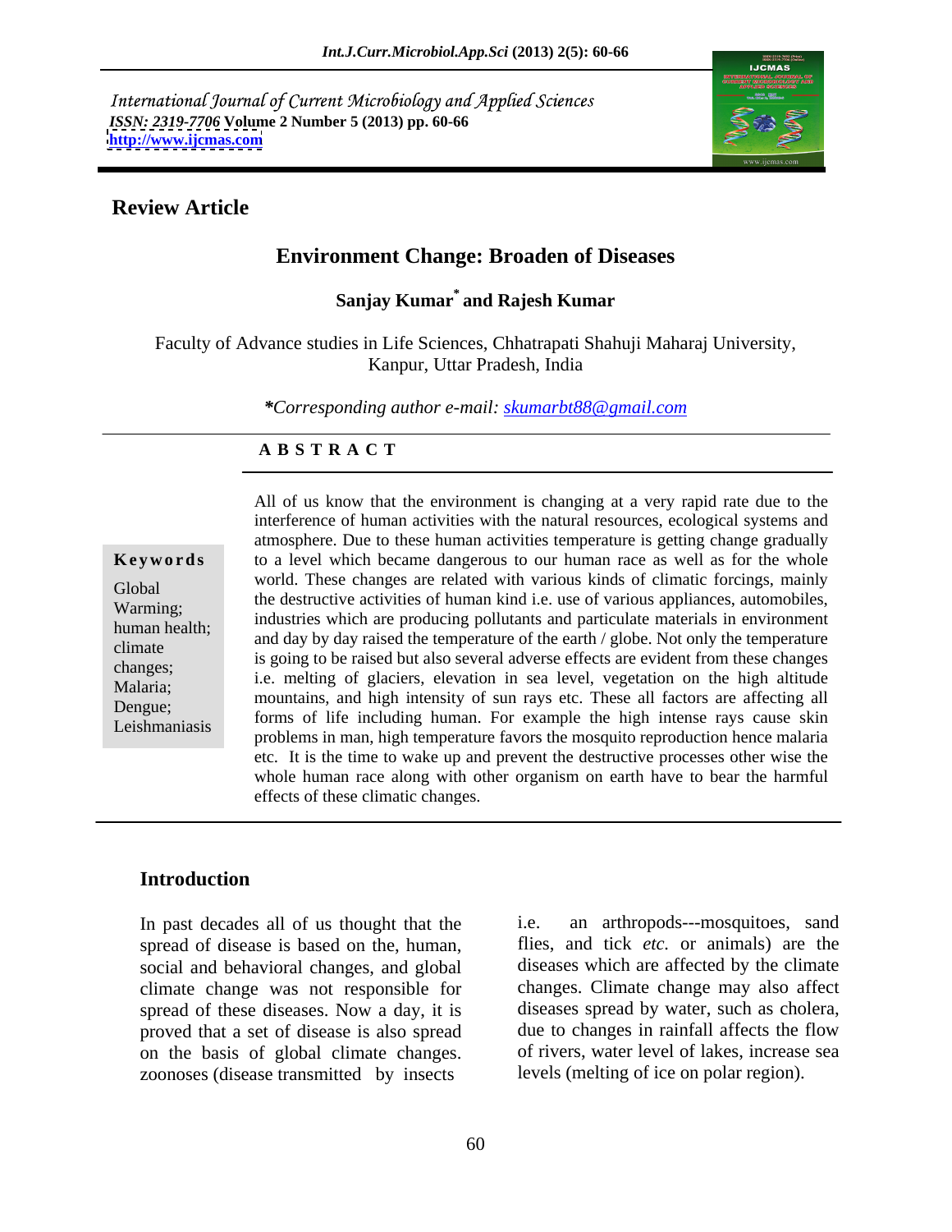International Journal of Current Microbiology and Applied Sciences
*ISSN: 2319-7706* **Volume 2 Number 5 (2013) pp. 60-66**
**http://www.ijcmas.com**

## Review Article

# Environment Change: Broaden of Diseases

**Sanjay Kumar* and Rajesh Kumar**

Faculty of Advance studies in Life Sciences, Chhatrapati Shahuji Maharaj University, Kanpur, Uttar Pradesh, India

**\*Corresponding author e-mail: skumarbt88@gmail.com*

### A B S T R A C T

**Keywords**

Global Warming; human health; climate changes; Malaria; Dengue; Leishmaniasis

All of us know that the environment is changing at a very rapid rate due to the interference of human activities with the natural resources, ecological systems and atmosphere. Due to these human activities temperature is getting change gradually to a level which became dangerous to our human race as well as for the whole world. These changes are related with various kinds of climatic forcings, mainly the destructive activities of human kind i.e. use of various appliances, automobiles, industries which are producing pollutants and particulate materials in environment and day by day raised the temperature of the earth / globe. Not only the temperature is going to be raised but also several adverse effects are evident from these changes i.e. melting of glaciers, elevation in sea level, vegetation on the high altitude mountains, and high intensity of sun rays etc. These all factors are affecting all forms of life including human. For example the high intense rays cause skin problems in man, high temperature favors the mosquito reproduction hence malaria etc. It is the time to wake up and prevent the destructive processes other wise the whole human race along with other organism on earth have to bear the harmful effects of these climatic changes.

## Introduction

In past decades all of us thought that the spread of disease is based on the, human, social and behavioral changes, and global climate change was not responsible for spread of these diseases. Now a day, it is proved that a set of disease is also spread on the basis of global climate changes. zoonoses (disease transmitted by insects i.e. an arthropods---mosquitoes, sand flies, and tick *etc.* or animals) are the diseases which are affected by the climate changes. Climate change may also affect diseases spread by water, such as cholera, due to changes in rainfall affects the flow of rivers, water level of lakes, increase sea levels (melting of ice on polar region).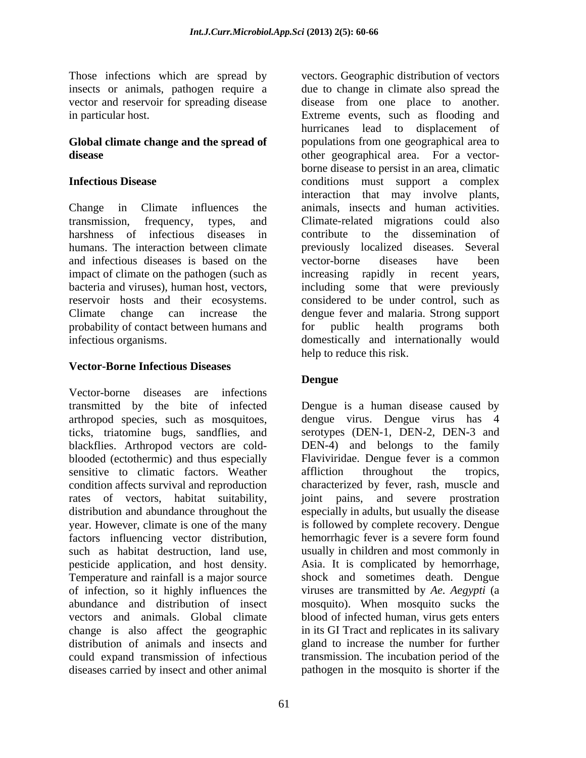Those infections which are spread by insects or animals, pathogen require a vector and reservoir for spreading disease in particular host.

## Global climate change and the spread of disease

### Infectious Disease

Change in Climate influences the transmission, frequency, types, and harshness of infectious diseases in humans. The interaction between climate and infectious diseases is based on the impact of climate on the pathogen (such as bacteria and viruses), human host, vectors, reservoir hosts and their ecosystems. Climate change can increase the probability of contact between humans and infectious organisms.

### Vector-Borne Infectious Diseases

Vector-borne diseases are infections transmitted by the bite of infected arthropod species, such as mosquitoes, ticks, triatomine bugs, sandflies, and blackflies. Arthropod vectors are cold-blooded (ectothermic) and thus especially sensitive to climatic factors. Weather condition affects survival and reproduction rates of vectors, habitat suitability, distribution and abundance throughout the year. However, climate is one of the many factors influencing vector distribution, such as habitat destruction, land use, pesticide application, and host density. Temperature and rainfall is a major source of infection, so it highly influences the abundance and distribution of insect vectors and animals. Global climate change is also affect the geographic distribution of animals and insects and could expand transmission of infectious diseases carried by insect and other animal vectors. Geographic distribution of vectors due to change in climate also spread the disease from one place to another. Extreme events, such as flooding and hurricanes lead to displacement of populations from one geographical area to other geographical area. For a vector-borne disease to persist in an area, climatic conditions must support a complex interaction that may involve plants, animals, insects and human activities. Climate-related migrations could also contribute to the dissemination of previously localized diseases. Several vector-borne diseases have been increasing rapidly in recent years, including some that were previously considered to be under control, such as dengue fever and malaria. Strong support for public health programs both domestically and internationally would help to reduce this risk.

### Dengue

Dengue is a human disease caused by dengue virus. Dengue virus has 4 serotypes (DEN-1, DEN-2, DEN-3 and DEN-4) and belongs to the family Flaviviridae. Dengue fever is a common affliction throughout the tropics, characterized by fever, rash, muscle and joint pains, and severe prostration especially in adults, but usually the disease is followed by complete recovery. Dengue hemorrhagic fever is a severe form found usually in children and most commonly in Asia. It is complicated by hemorrhage, shock and sometimes death. Dengue viruses are transmitted by *Ae. Aegypti* (a mosquito). When mosquito sucks the blood of infected human, virus gets enters in its GI Tract and replicates in its salivary gland to increase the number for further transmission. The incubation period of the pathogen in the mosquito is shorter if the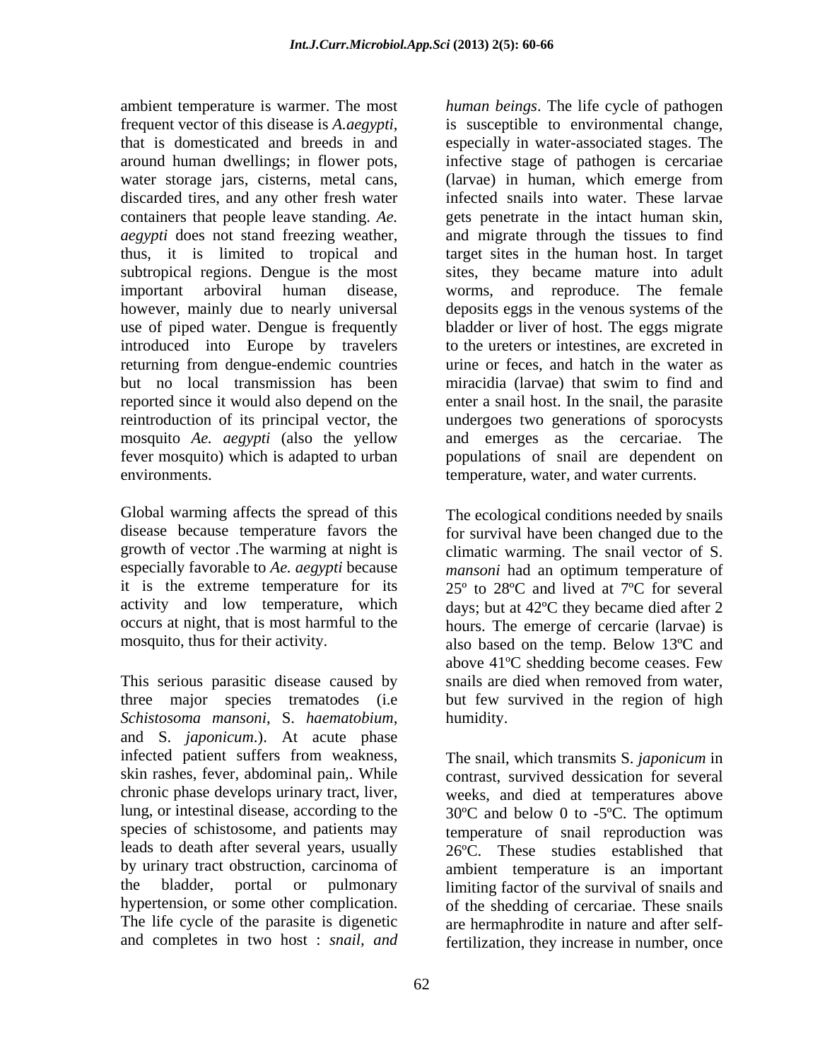ambient temperature is warmer. The most frequent vector of this disease is *A.aegypti*, that is domesticated and breeds in and around human dwellings; in flower pots, water storage jars, cisterns, metal cans, discarded tires, and any other fresh water containers that people leave standing. *Ae. aegypti* does not stand freezing weather, thus, it is limited to tropical and subtropical regions. Dengue is the most important arboviral human disease, however, mainly due to nearly universal use of piped water. Dengue is frequently introduced into Europe by travelers returning from dengue-endemic countries but no local transmission has been reported since it would also depend on the reintroduction of its principal vector, the mosquito *Ae. aegypti* (also the yellow fever mosquito) which is adapted to urban environments.

Global warming affects the spread of this disease because temperature favors the growth of vector .The warming at night is especially favorable to *Ae. aegypti* because it is the extreme temperature for its activity and low temperature, which occurs at night, that is most harmful to the mosquito, thus for their activity.

This serious parasitic disease caused by three major species trematodes (i.e *Schistosoma mansoni*, S. *haematobium*, and S. *japonicum*.). At acute phase infected patient suffers from weakness, skin rashes, fever, abdominal pain,. While chronic phase develops urinary tract, liver, lung, or intestinal disease, according to the species of schistosome, and patients may leads to death after several years, usually by urinary tract obstruction, carcinoma of the bladder, portal or pulmonary hypertension, or some other complication. The life cycle of the parasite is digenetic and completes in two host : *snail, and human beings*. The life cycle of pathogen is susceptible to environmental change, especially in water-associated stages. The infective stage of pathogen is cercariae (larvae) in human, which emerge from infected snails into water. These larvae gets penetrate in the intact human skin, and migrate through the tissues to find target sites in the human host. In target sites, they became mature into adult worms, and reproduce. The female deposits eggs in the venous systems of the bladder or liver of host. The eggs migrate to the ureters or intestines, are excreted in urine or feces, and hatch in the water as miracidia (larvae) that swim to find and enter a snail host. In the snail, the parasite undergoes two generations of sporocysts and emerges as the cercariae. The populations of snail are dependent on temperature, water, and water currents.

The ecological conditions needed by snails for survival have been changed due to the climatic warming. The snail vector of S. *mansoni* had an optimum temperature of 25º to 28ºC and lived at 7ºC for several days; but at 42ºC they became died after 2 hours. The emerge of cercarie (larvae) is also based on the temp. Below 13ºC and above 41ºC shedding become ceases. Few snails are died when removed from water, but few survived in the region of high humidity.

The snail, which transmits S. *japonicum* in contrast, survived dessication for several weeks, and died at temperatures above 30ºC and below 0 to -5ºC. The optimum temperature of snail reproduction was 26ºC. These studies established that ambient temperature is an important limiting factor of the survival of snails and of the shedding of cercariae. These snails are hermaphrodite in nature and after self-fertilization, they increase in number, once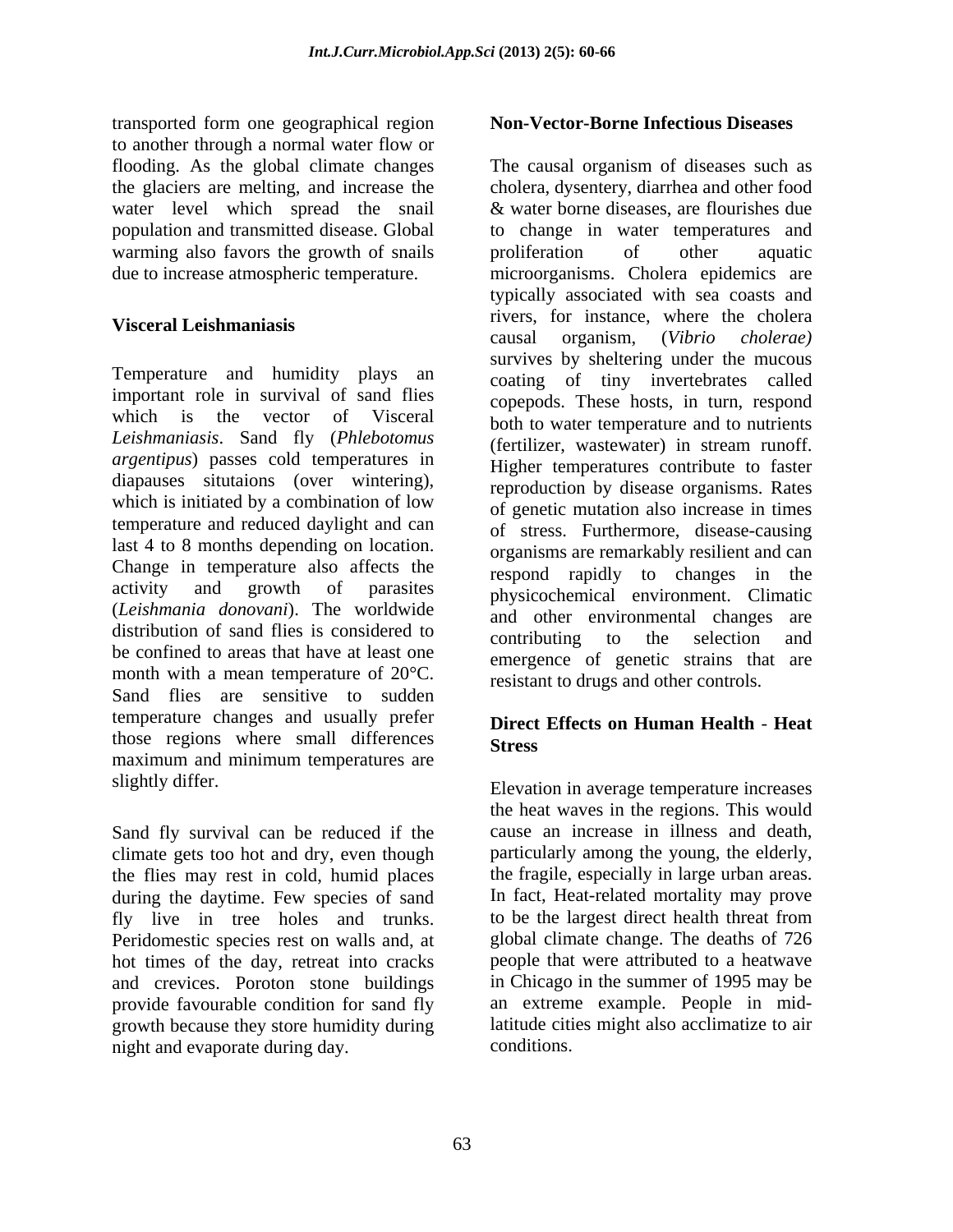transported form one geographical region to another through a normal water flow or flooding. As the global climate changes the glaciers are melting, and increase the water level which spread the snail population and transmitted disease. Global warming also favors the growth of snails due to increase atmospheric temperature.

**Visceral Leishmaniasis**

Temperature and humidity plays an important role in survival of sand flies which is the vector of Visceral *Leishmaniasis*. Sand fly (*Phlebotomus argentipus*) passes cold temperatures in diapauses situtaions (over wintering), which is initiated by a combination of low temperature and reduced daylight and can last 4 to 8 months depending on location. Change in temperature also affects the activity and growth of parasites (*Leishmania donovani*). The worldwide distribution of sand flies is considered to be confined to areas that have at least one month with a mean temperature of 20°C. Sand flies are sensitive to sudden temperature changes and usually prefer those regions where small differences maximum and minimum temperatures are slightly differ.

Sand fly survival can be reduced if the climate gets too hot and dry, even though the flies may rest in cold, humid places during the daytime. Few species of sand fly live in tree holes and trunks. Peridomestic species rest on walls and, at hot times of the day, retreat into cracks and crevices. Poroton stone buildings provide favourable condition for sand fly growth because they store humidity during night and evaporate during day.

**Non-Vector-Borne Infectious Diseases**

The causal organism of diseases such as cholera, dysentery, diarrhea and other food & water borne diseases, are flourishes due to change in water temperatures and proliferation of other aquatic microorganisms. Cholera epidemics are typically associated with sea coasts and rivers, for instance, where the cholera causal organism, (*Vibrio cholerae)* survives by sheltering under the mucous coating of tiny invertebrates called copepods. These hosts, in turn, respond both to water temperature and to nutrients (fertilizer, wastewater) in stream runoff. Higher temperatures contribute to faster reproduction by disease organisms. Rates of genetic mutation also increase in times of stress. Furthermore, disease-causing organisms are remarkably resilient and can respond rapidly to changes in the physicochemical environment. Climatic and other environmental changes are contributing to the selection and emergence of genetic strains that are resistant to drugs and other controls.

**Direct Effects on Human Health - Heat Stress**

Elevation in average temperature increases the heat waves in the regions. This would cause an increase in illness and death, particularly among the young, the elderly, the fragile, especially in large urban areas. In fact, Heat-related mortality may prove to be the largest direct health threat from global climate change. The deaths of 726 people that were attributed to a heatwave in Chicago in the summer of 1995 may be an extreme example. People in mid-latitude cities might also acclimatize to air conditions.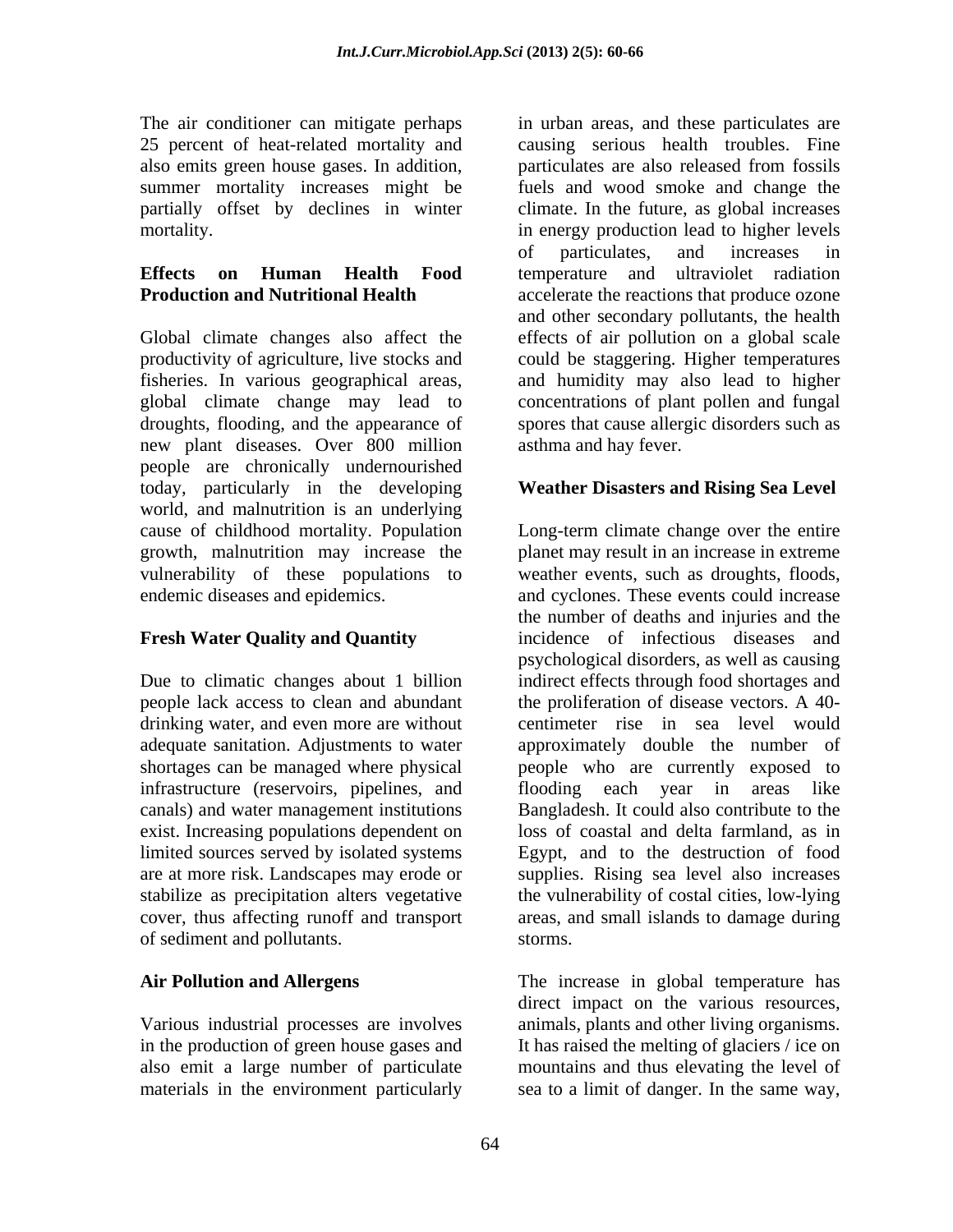The air conditioner can mitigate perhaps 25 percent of heat-related mortality and also emits green house gases. In addition, summer mortality increases might be partially offset by declines in winter mortality.

### Effects on Human Health Food Production and Nutritional Health

Global climate changes also affect the productivity of agriculture, live stocks and fisheries. In various geographical areas, global climate change may lead to droughts, flooding, and the appearance of new plant diseases. Over 800 million people are chronically undernourished today, particularly in the developing world, and malnutrition is an underlying cause of childhood mortality. Population growth, malnutrition may increase the vulnerability of these populations to endemic diseases and epidemics.

### Fresh Water Quality and Quantity

Due to climatic changes about 1 billion people lack access to clean and abundant drinking water, and even more are without adequate sanitation. Adjustments to water shortages can be managed where physical infrastructure (reservoirs, pipelines, and canals) and water management institutions exist. Increasing populations dependent on limited sources served by isolated systems are at more risk. Landscapes may erode or stabilize as precipitation alters vegetative cover, thus affecting runoff and transport of sediment and pollutants.

### Air Pollution and Allergens

Various industrial processes are involves in the production of green house gases and also emit a large number of particulate materials in the environment particularly in urban areas, and these particulates are causing serious health troubles. Fine particulates are also released from fossils fuels and wood smoke and change the climate. In the future, as global increases in energy production lead to higher levels of particulates, and increases in temperature and ultraviolet radiation accelerate the reactions that produce ozone and other secondary pollutants, the health effects of air pollution on a global scale could be staggering. Higher temperatures and humidity may also lead to higher concentrations of plant pollen and fungal spores that cause allergic disorders such as asthma and hay fever.

### Weather Disasters and Rising Sea Level

Long-term climate change over the entire planet may result in an increase in extreme weather events, such as droughts, floods, and cyclones. These events could increase the number of deaths and injuries and the incidence of infectious diseases and psychological disorders, as well as causing indirect effects through food shortages and the proliferation of disease vectors. A 40-centimeter rise in sea level would approximately double the number of people who are currently exposed to flooding each year in areas like Bangladesh. It could also contribute to the loss of coastal and delta farmland, as in Egypt, and to the destruction of food supplies. Rising sea level also increases the vulnerability of costal cities, low-lying areas, and small islands to damage during storms.

The increase in global temperature has direct impact on the various resources, animals, plants and other living organisms. It has raised the melting of glaciers / ice on mountains and thus elevating the level of sea to a limit of danger. In the same way,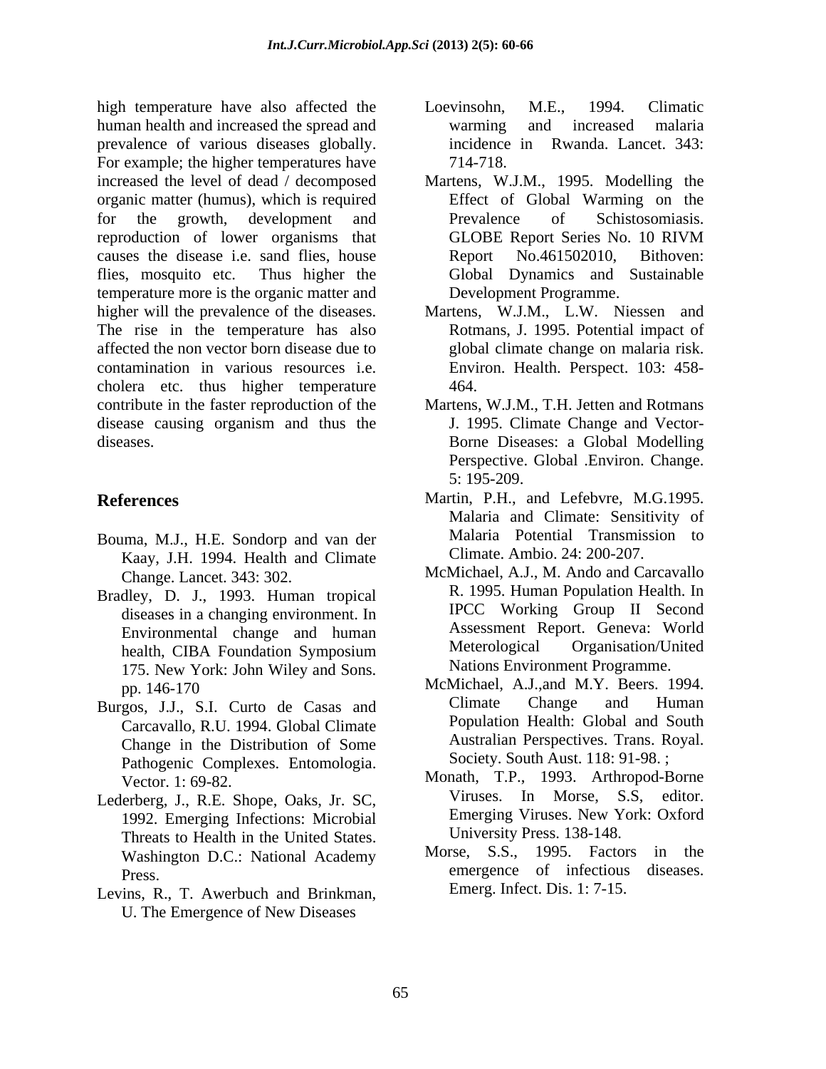high temperature have also affected the human health and increased the spread and prevalence of various diseases globally. For example; the higher temperatures have increased the level of dead / decomposed organic matter (humus), which is required for the growth, development and reproduction of lower organisms that causes the disease i.e. sand flies, house flies, mosquito etc. Thus higher the temperature more is the organic matter and higher will the prevalence of the diseases. The rise in the temperature has also affected the non vector born disease due to contamination in various resources i.e. cholera etc. thus higher temperature contribute in the faster reproduction of the disease causing organism and thus the diseases.

## References

Bouma, M.J., H.E. Sondorp and van der Kaay, J.H. 1994. Health and Climate Change. Lancet. 343: 302.

Bradley, D. J., 1993. Human tropical diseases in a changing environment. In Environmental change and human health, CIBA Foundation Symposium 175. New York: John Wiley and Sons. pp. 146-170

Burgos, J.J., S.I. Curto de Casas and Carcavallo, R.U. 1994. Global Climate Change in the Distribution of Some Pathogenic Complexes. Entomologia. Vector. 1: 69-82.

Lederberg, J., R.E. Shope, Oaks, Jr. SC, 1992. Emerging Infections: Microbial Threats to Health in the United States. Washington D.C.: National Academy Press.

Levins, R., T. Awerbuch and Brinkman, U. The Emergence of New Diseases

Loevinsohn, M.E., 1994. Climatic warming and increased malaria incidence in Rwanda. Lancet. 343: 714-718.

Martens, W.J.M., 1995. Modelling the Effect of Global Warming on the Prevalence of Schistosomiasis. GLOBE Report Series No. 10 RIVM Report No.461502010, Bithoven: Global Dynamics and Sustainable Development Programme.

Martens, W.J.M., L.W. Niessen and Rotmans, J. 1995. Potential impact of global climate change on malaria risk. Environ. Health. Perspect. 103: 458-464.

Martens, W.J.M., T.H. Jetten and Rotmans J. 1995. Climate Change and Vector-Borne Diseases: a Global Modelling Perspective. Global .Environ. Change. 5: 195-209.

Martin, P.H., and Lefebvre, M.G.1995. Malaria and Climate: Sensitivity of Malaria Potential Transmission to Climate. Ambio. 24: 200-207.

McMichael, A.J., M. Ando and Carcavallo R. 1995. Human Population Health. In IPCC Working Group II Second Assessment Report. Geneva: World Meterological Organisation/United Nations Environment Programme.

McMichael, A.J.,and M.Y. Beers. 1994. Climate Change and Human Population Health: Global and South Australian Perspectives. Trans. Royal. Society. South Aust. 118: 91-98. ;

Monath, T.P., 1993. Arthropod-Borne Viruses. In Morse, S.S, editor. Emerging Viruses. New York: Oxford University Press. 138-148.

Morse, S.S., 1995. Factors in the emergence of infectious diseases. Emerg. Infect. Dis. 1: 7-15.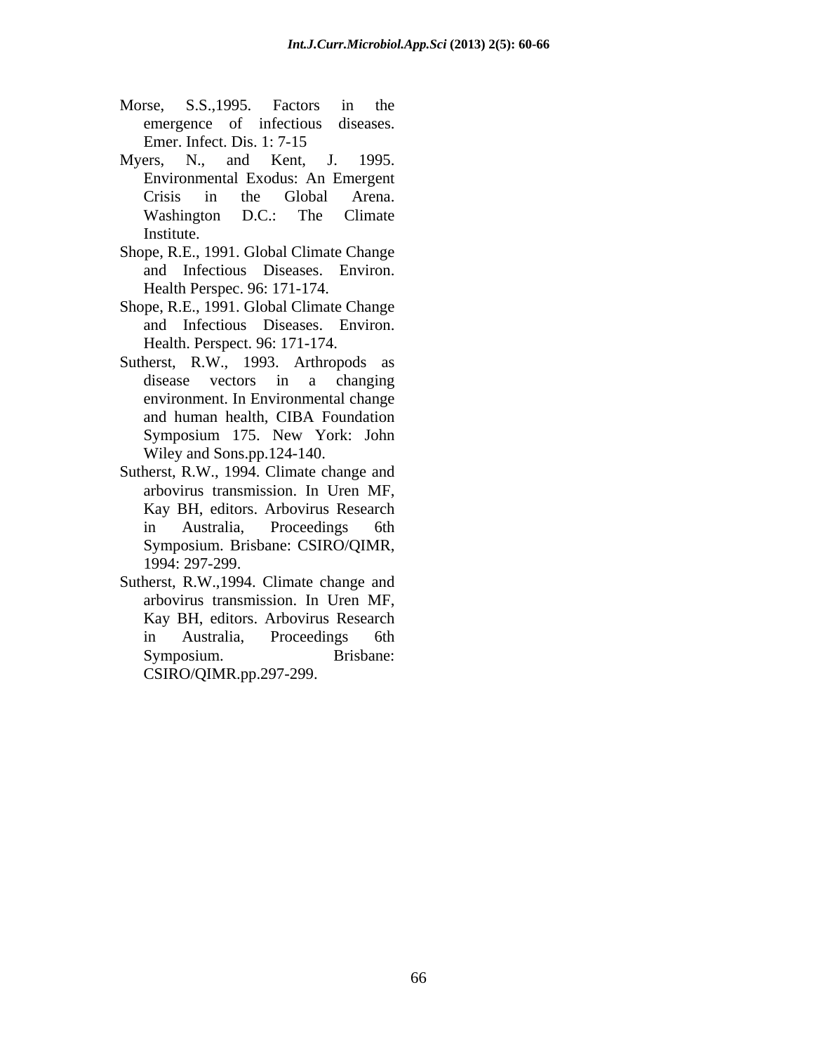Morse, S.S.,1995. Factors in the emergence of infectious diseases. Emer. Infect. Dis. 1: 7-15

Myers, N., and Kent, J. 1995. Environmental Exodus: An Emergent Crisis in the Global Arena. Washington D.C.: The Climate Institute.

Shope, R.E., 1991. Global Climate Change and Infectious Diseases. Environ. Health Perspec. 96: 171-174.

Shope, R.E., 1991. Global Climate Change and Infectious Diseases. Environ. Health. Perspect. 96: 171-174.

Sutherst, R.W., 1993. Arthropods as disease vectors in a changing environment. In Environmental change and human health, CIBA Foundation Symposium 175. New York: John Wiley and Sons.pp.124-140.

Sutherst, R.W., 1994. Climate change and arbovirus transmission. In Uren MF, Kay BH, editors. Arbovirus Research in Australia, Proceedings 6th Symposium. Brisbane: CSIRO/QIMR, 1994: 297-299.

Sutherst, R.W.,1994. Climate change and arbovirus transmission. In Uren MF, Kay BH, editors. Arbovirus Research in Australia, Proceedings 6th Symposium. Brisbane: CSIRO/QIMR.pp.297-299.